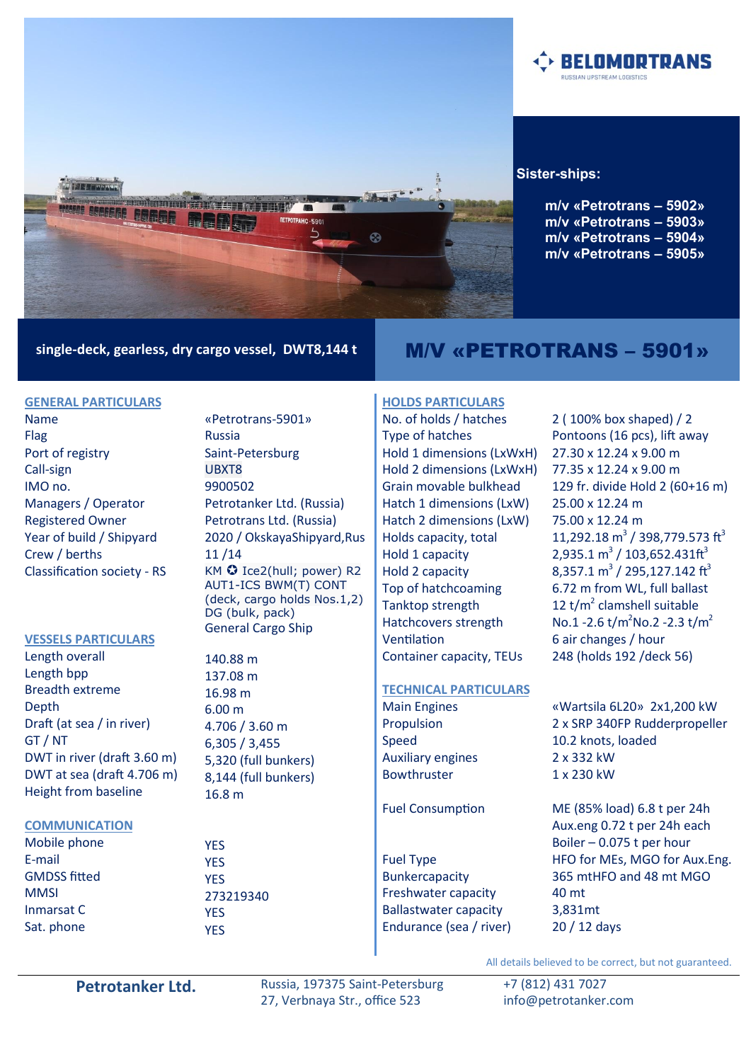BELOMORTRANS

RUSSIAN UPSTREAM LOGISTICS

**Sister-ships:**

**m/v «Petrotrans – 5902»**
**m/v «Petrotrans – 5903»**
**m/v «Petrotrans – 5904»**
**m/v «Petrotrans – 5905»**

**single-deck, gearless, dry cargo vessel, DWT8,144 t**

# M/V «PETROTRANS – 5901»

## GENERAL PARTICULARS

| | |
|---|---|
| Name | «Petrotrans-5901» |
| Flag | Russia |
| Port of registry | Saint-Petersburg |
| Call-sign | UBXT8 |
| IMO no. | 9900502 |
| Managers / Operator | Petrotanker Ltd. (Russia) |
| Registered Owner | Petrotrans Ltd. (Russia) |
| Year of build / Shipyard | 2020 / OkskayaShipyard,Rus |
| Crew / berths | 11 /14 |
| Classification society - RS | KM ✪ Ice2(hull; power) R2 AUT1-ICS BWM(T) CONT (deck, cargo holds Nos.1,2) DG (bulk, pack) General Cargo Ship |

## VESSELS PARTICULARS

| | |
|---|---|
| Length overall | 140.88 m |
| Length bpp | 137.08 m |
| Breadth extreme | 16.98 m |
| Depth | 6.00 m |
| Draft (at sea / in river) | 4.706 / 3.60 m |
| GT / NT | 6,305 / 3,455 |
| DWT in river (draft 3.60 m) | 5,320 (full bunkers) |
| DWT at sea (draft 4.706 m) | 8,144 (full bunkers) |
| Height from baseline | 16.8 m |

## COMMUNICATION

| | |
|---|---|
| Mobile phone | YES |
| E-mail | YES |
| GMDSS fitted | YES |
| MMSI | 273219340 |
| Inmarsat C | YES |
| Sat. phone | YES |

## HOLDS PARTICULARS

| | |
|---|---|
| No. of holds / hatches | 2 ( 100% box shaped) / 2 |
| Type of hatches | Pontoons (16 pcs), lift away |
| Hold 1 dimensions (LxWxH) | 27.30 x 12.24 x 9.00 m |
| Hold 2 dimensions (LxWxH) | 77.35 x 12.24 x 9.00 m |
| Grain movable bulkhead | 129 fr. divide Hold 2 (60+16 m) |
| Hatch 1 dimensions (LxW) | 25.00 x 12.24 m |
| Hatch 2 dimensions (LxW) | 75.00 x 12.24 m |
| Holds capacity, total | 11,292.18 $m^3$ / 398,779.573 $ft^3$ |
| Hold 1 capacity | 2,935.1 $m^3$ / 103,652.431$ft^3$ |
| Hold 2 capacity | 8,357.1 $m^3$ / 295,127.142 $ft^3$ |
| Top of hatchcoaming | 6.72 m from WL, full ballast |
| Tanktop strength | 12 t/$m^2$ clamshell suitable |
| Hatchcovers strength | No.1 -2.6 t/$m^2$No.2 -2.3 t/$m^2$ |
| Ventilation | 6 air changes / hour |
| Container capacity, TEUs | 248 (holds 192 /deck 56) |

## TECHNICAL PARTICULARS

| | |
|---|---|
| Main Engines | «Wartsila 6L20» 2x1,200 kW |
| Propulsion | 2 x SRP 340FP Rudderpropeller |
| Speed | 10.2 knots, loaded |
| Auxiliary engines | 2 x 332 kW |
| Bowthruster | 1 x 230 kW |
| Fuel Consumption | ME (85% load) 6.8 t per 24h<br>Aux.eng 0.72 t per 24h each<br>Boiler – 0.075 t per hour |
| Fuel Type | HFO for MEs, MGO for Aux.Eng. |
| Bunkercapacity | 365 mtHFO and 48 mt MGO |
| Freshwater capacity | 40 mt |
| Ballastwater capacity | 3,831mt |
| Endurance (sea / river) | 20 / 12 days |

All details believed to be correct, but not guaranteed.

**Petrotanker Ltd.** Russia, 197375 Saint-Petersburg, 27, Verbnaya Str., office 523 | +7 (812) 431 7027 | info@petrotanker.com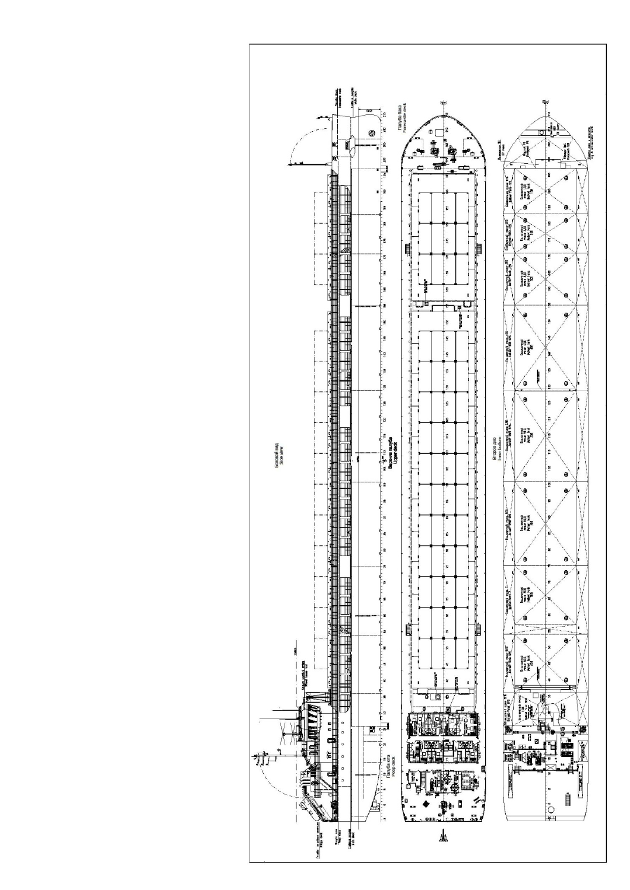Бортовой вид
Side view

Верхняя палуба
Upper deck

Палуба бака
Forecastle deck

Палуба юта
Poop deck

Второе дно
Inner bottom